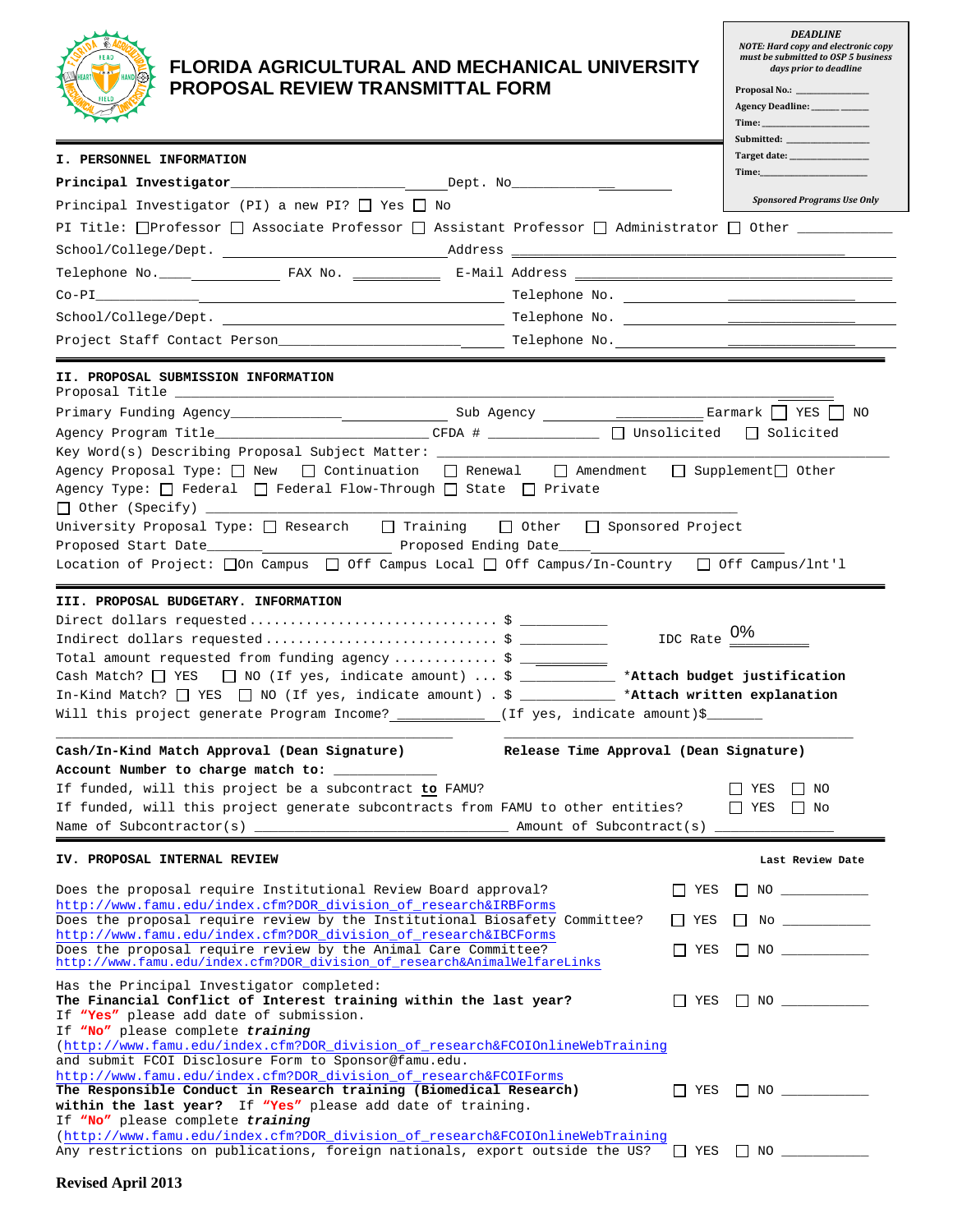# FLORIDA AGRICULTURAL AND MECHANICAL UNIVERSITY
# PROPOSAL REVIEW TRANSMITTAL FORM

**DEADLINE**
*NOTE: Hard copy and electronic copy must be submitted to OSP 5 business days prior to deadline*

Proposal No.: ______
Agency Deadline: ______ ______
Time: ______
Submitted: ______
Target date: ______
Time: ______

*Sponsored Programs Use Only*

## I. PERSONNEL INFORMATION

**Principal Investigator**__________________________ Dept. No______________

Principal Investigator (PI) a new PI? ☐ Yes ☐ No

PI Title: ☐Professor ☐ Associate Professor ☐ Assistant Professor ☐ Administrator ☐ Other ____________

School/College/Dept. ______________________________ Address ______________________________

Telephone No.______________ FAX No. ___________ E-Mail Address ______________________________

Co-PI______________________________________ Telephone No. ______________________

School/College/Dept. ______________________________ Telephone No. ______________________

Project Staff Contact Person____________________________ Telephone No.______________________

## II. PROPOSAL SUBMISSION INFORMATION

Proposal Title ______________________________________________________________

Primary Funding Agency_____________________ Sub Agency ______________________ Earmark ☐ YES ☐ NO

Agency Program Title_____________________________ CFDA # ______________ ☐ Unsolicited ☐ Solicited

Key Word(s) Describing Proposal Subject Matter: ______________________________________________

Agency Proposal Type: ☐ New ☐ Continuation ☐ Renewal ☐ Amendment ☐ Supplement☐ Other

Agency Type: ☐ Federal ☐ Federal Flow-Through ☐ State ☐ Private

☐ Other (Specify) ______________________________________________

University Proposal Type: ☐ Research ☐ Training ☐ Other ☐ Sponsored Project

Proposed Start Date________________________ Proposed Ending Date__________________________

Location of Project: ☐On Campus ☐ Off Campus Local ☐ Off Campus/In-Country ☐ Off Campus/Int'l

## III. PROPOSAL BUDGETARY. INFORMATION

Direct dollars requested .............................. $ ___________

Indirect dollars requested ............................ $ ___________ IDC Rate 0%________

Total amount requested from funding agency ............. $ ___________

Cash Match? ☐ YES ☐ NO (If yes, indicate amount) ... $ ___________ ***Attach budget justification**

In-Kind Match? ☐ YES ☐ NO (If yes, indicate amount) . $ ___________ ***Attach written explanation**

Will this project generate Program Income?____________(If yes, indicate amount)$_______

______________________________ ______________________________

**Cash/In-Kind Match Approval (Dean Signature)** **Release Time Approval (Dean Signature)**

**Account Number to charge match to:** ____________

If funded, will this project be a subcontract **to** FAMU? ☐ YES ☐ NO

If funded, will this project generate subcontracts from FAMU to other entities? ☐ YES ☐ No

Name of Subcontractor(s) ______________________________ Amount of Subcontract(s) ______________

## IV. PROPOSAL INTERNAL REVIEW

**Last Review Date**

Does the proposal require Institutional Review Board approval? ☐ YES ☐ NO ___________
http://www.famu.edu/index.cfm?DOR_division_of_research&IRBForms

Does the proposal require review by the Institutional Biosafety Committee? ☐ YES ☐ No ___________
http://www.famu.edu/index.cfm?DOR_division_of_research&IBCForms

Does the proposal require review by the Animal Care Committee? ☐ YES ☐ NO ___________
http://www.famu.edu/index.cfm?DOR_division_of_research&AnimalWelfareLinks

Has the Principal Investigator completed:

**The Financial Conflict of Interest training within the last year?** ☐ YES ☐ NO ___________
If **"Yes"** please add date of submission.
If **"No"** please complete ***training***
(http://www.famu.edu/index.cfm?DOR_division_of_research&FCOIOnlineWebTraining
and submit FCOI Disclosure Form to Sponsor@famu.edu.
http://www.famu.edu/index.cfm?DOR_division_of_research&FCOIForms

**The Responsible Conduct in Research training (Biomedical Research) within the last year?** If **"Yes"** please add date of training. ☐ YES ☐ NO ___________
If **"No"** please complete ***training***
(http://www.famu.edu/index.cfm?DOR_division_of_research&FCOIOnlineWebTraining

Any restrictions on publications, foreign nationals, export outside the US? ☐ YES ☐ NO ___________

**Revised April 2013**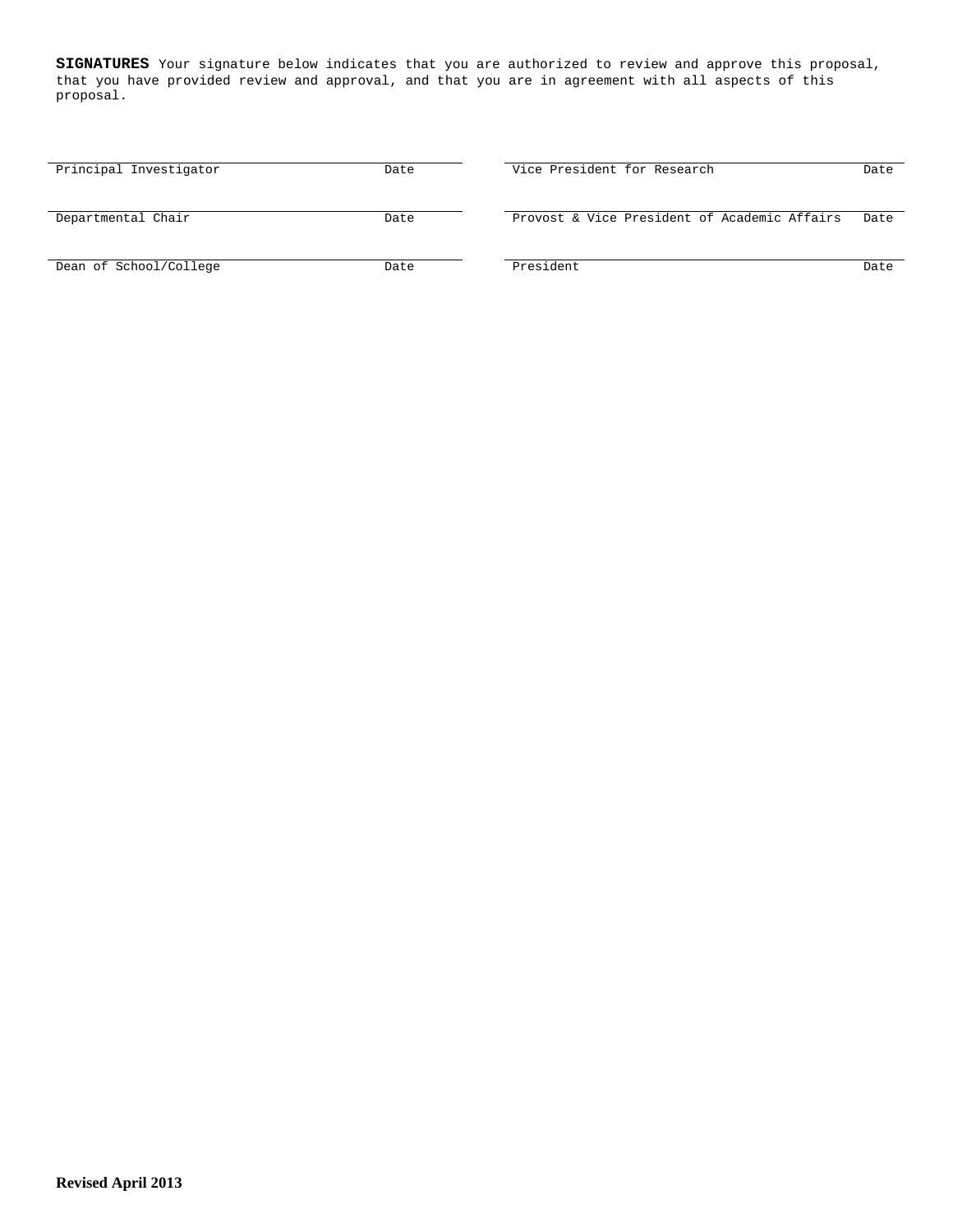**SIGNATURES** Your signature below indicates that you are authorized to review and approve this proposal, that you have provided review and approval, and that you are in agreement with all aspects of this proposal.

| | | | |
|---|---|---|---|
| Principal Investigator | Date | Vice President for Research | Date |
| Departmental Chair | Date | Provost & Vice President of Academic Affairs | Date |
| Dean of School/College | Date | President | Date |

**Revised April 2013**